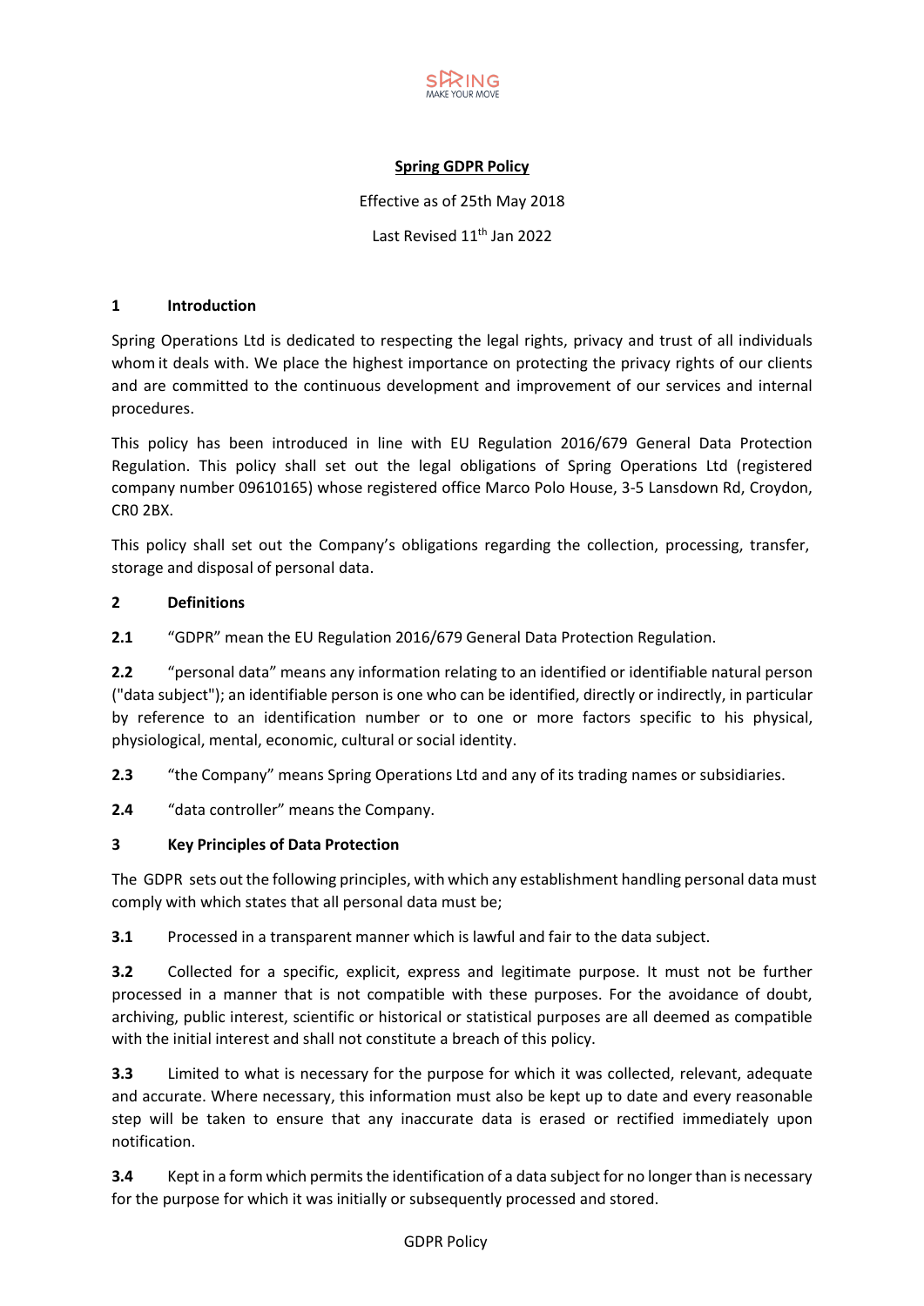# Spring GDPR Policy

Effective as of 25th May 2018

Last Revised 11th Jan 2022

## 1 Introduction

Spring Operations Ltd is dedicated to respecting the legal rights, privacy and trust of all individuals whom it deals with. We place the highest importance on protecting the privacy rights of our clients and are committed to the continuous development and improvement of our services and internal procedures.

This policy has been introduced in line with EU Regulation 2016/679 General Data Protection Regulation. This policy shall set out the legal obligations of Spring Operations Ltd (registered company number 09610165) whose registered office Marco Polo House, 3-5 Lansdown Rd, Croydon, CR0 2BX.

This policy shall set out the Company's obligations regarding the collection, processing, transfer, storage and disposal of personal data.

## 2 Definitions

**2.1** "GDPR" mean the EU Regulation 2016/679 General Data Protection Regulation.

**2.2** "personal data" means any information relating to an identified or identifiable natural person ("data subject"); an identifiable person is one who can be identified, directly or indirectly, in particular by reference to an identification number or to one or more factors specific to his physical, physiological, mental, economic, cultural or social identity.

**2.3** "the Company" means Spring Operations Ltd and any of its trading names or subsidiaries.

**2.4** "data controller" means the Company.

## 3 Key Principles of Data Protection

The GDPR sets out the following principles, with which any establishment handling personal data must comply with which states that all personal data must be;

**3.1** Processed in a transparent manner which is lawful and fair to the data subject.

**3.2** Collected for a specific, explicit, express and legitimate purpose. It must not be further processed in a manner that is not compatible with these purposes. For the avoidance of doubt, archiving, public interest, scientific or historical or statistical purposes are all deemed as compatible with the initial interest and shall not constitute a breach of this policy.

**3.3** Limited to what is necessary for the purpose for which it was collected, relevant, adequate and accurate. Where necessary, this information must also be kept up to date and every reasonable step will be taken to ensure that any inaccurate data is erased or rectified immediately upon notification.

**3.4** Kept in a form which permits the identification of a data subject for no longer than is necessary for the purpose for which it was initially or subsequently processed and stored.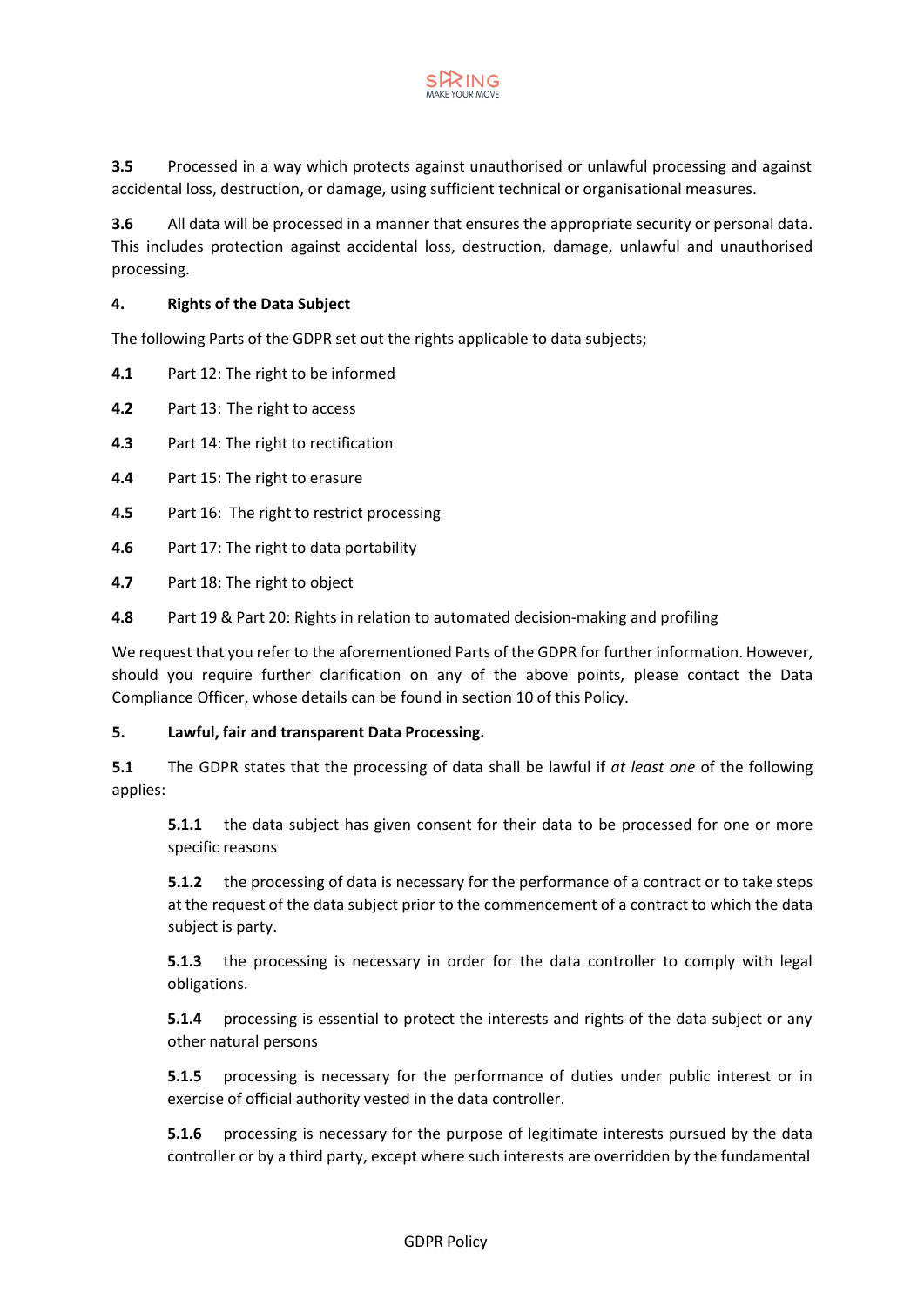**3.5** Processed in a way which protects against unauthorised or unlawful processing and against accidental loss, destruction, or damage, using sufficient technical or organisational measures.

**3.6** All data will be processed in a manner that ensures the appropriate security or personal data. This includes protection against accidental loss, destruction, damage, unlawful and unauthorised processing.

**4. Rights of the Data Subject**

The following Parts of the GDPR set out the rights applicable to data subjects;

**4.1** Part 12: The right to be informed

**4.2** Part 13: The right to access

**4.3** Part 14: The right to rectification

**4.4** Part 15: The right to erasure

**4.5** Part 16: The right to restrict processing

**4.6** Part 17: The right to data portability

**4.7** Part 18: The right to object

**4.8** Part 19 & Part 20: Rights in relation to automated decision-making and profiling

We request that you refer to the aforementioned Parts of the GDPR for further information. However, should you require further clarification on any of the above points, please contact the Data Compliance Officer, whose details can be found in section 10 of this Policy.

**5. Lawful, fair and transparent Data Processing.**

**5.1** The GDPR states that the processing of data shall be lawful if *at least one* of the following applies:

> **5.1.1** the data subject has given consent for their data to be processed for one or more specific reasons
>
> **5.1.2** the processing of data is necessary for the performance of a contract or to take steps at the request of the data subject prior to the commencement of a contract to which the data subject is party.
>
> **5.1.3** the processing is necessary in order for the data controller to comply with legal obligations.
>
> **5.1.4** processing is essential to protect the interests and rights of the data subject or any other natural persons
>
> **5.1.5** processing is necessary for the performance of duties under public interest or in exercise of official authority vested in the data controller.
>
> **5.1.6** processing is necessary for the purpose of legitimate interests pursued by the data controller or by a third party, except where such interests are overridden by the fundamental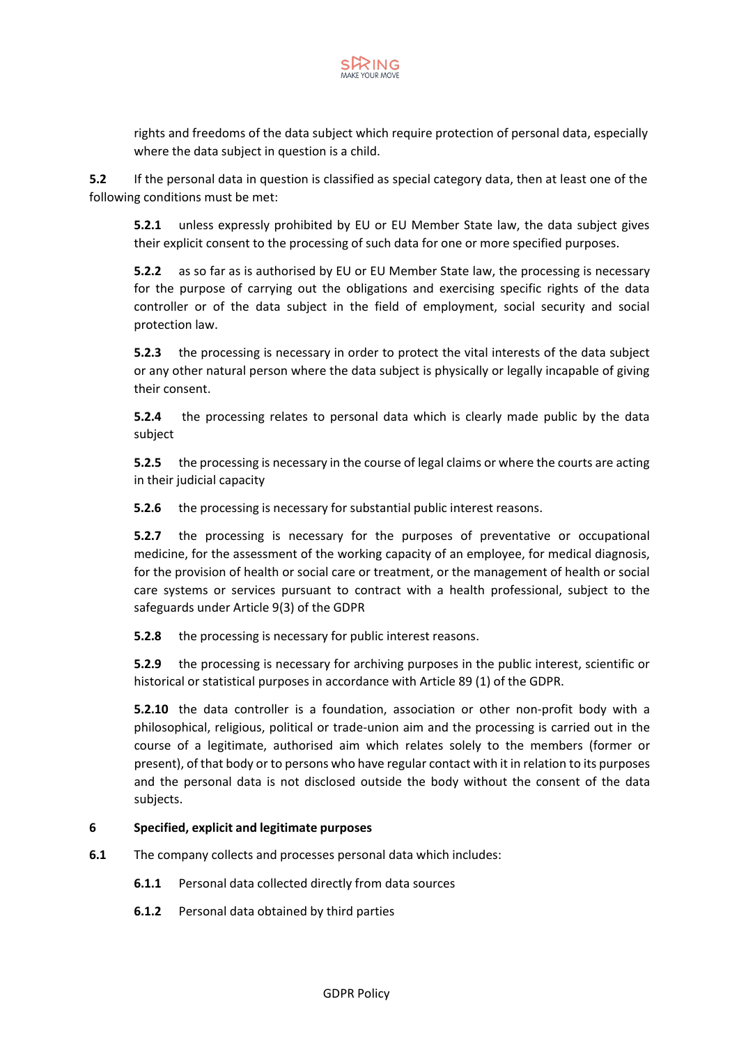rights and freedoms of the data subject which require protection of personal data, especially where the data subject in question is a child.

**5.2** If the personal data in question is classified as special category data, then at least one of the following conditions must be met:

**5.2.1** unless expressly prohibited by EU or EU Member State law, the data subject gives their explicit consent to the processing of such data for one or more specified purposes.

**5.2.2** as so far as is authorised by EU or EU Member State law, the processing is necessary for the purpose of carrying out the obligations and exercising specific rights of the data controller or of the data subject in the field of employment, social security and social protection law.

**5.2.3** the processing is necessary in order to protect the vital interests of the data subject or any other natural person where the data subject is physically or legally incapable of giving their consent.

**5.2.4** the processing relates to personal data which is clearly made public by the data subject

**5.2.5** the processing is necessary in the course of legal claims or where the courts are acting in their judicial capacity

**5.2.6** the processing is necessary for substantial public interest reasons.

**5.2.7** the processing is necessary for the purposes of preventative or occupational medicine, for the assessment of the working capacity of an employee, for medical diagnosis, for the provision of health or social care or treatment, or the management of health or social care systems or services pursuant to contract with a health professional, subject to the safeguards under Article 9(3) of the GDPR

**5.2.8** the processing is necessary for public interest reasons.

**5.2.9** the processing is necessary for archiving purposes in the public interest, scientific or historical or statistical purposes in accordance with Article 89 (1) of the GDPR.

**5.2.10** the data controller is a foundation, association or other non-profit body with a philosophical, religious, political or trade-union aim and the processing is carried out in the course of a legitimate, authorised aim which relates solely to the members (former or present), of that body or to persons who have regular contact with it in relation to its purposes and the personal data is not disclosed outside the body without the consent of the data subjects.

## 6 Specified, explicit and legitimate purposes

**6.1** The company collects and processes personal data which includes:

**6.1.1** Personal data collected directly from data sources

**6.1.2** Personal data obtained by third parties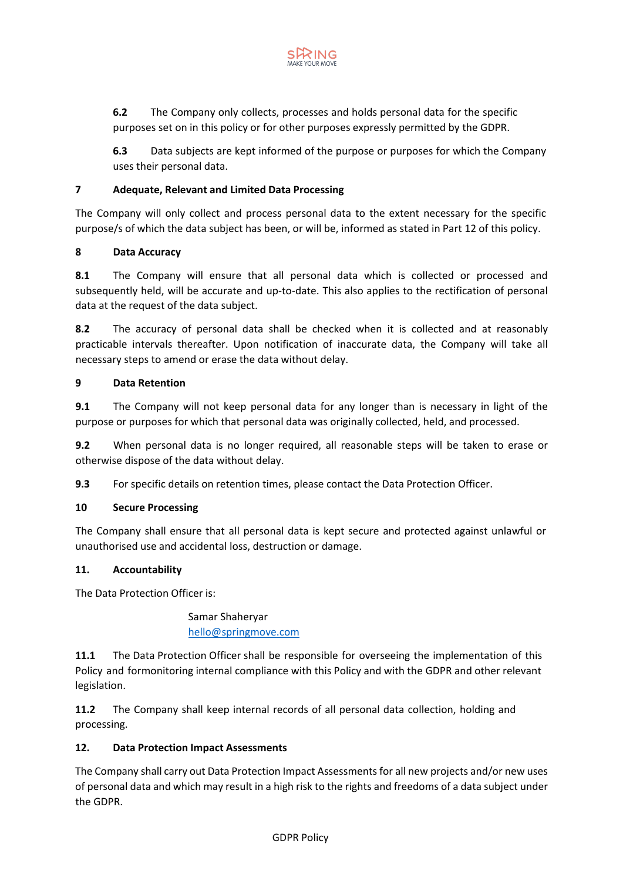**6.2** The Company only collects, processes and holds personal data for the specific purposes set on in this policy or for other purposes expressly permitted by the GDPR.

**6.3** Data subjects are kept informed of the purpose or purposes for which the Company uses their personal data.

## 7 Adequate, Relevant and Limited Data Processing

The Company will only collect and process personal data to the extent necessary for the specific purpose/s of which the data subject has been, or will be, informed as stated in Part 12 of this policy.

## 8 Data Accuracy

**8.1** The Company will ensure that all personal data which is collected or processed and subsequently held, will be accurate and up-to-date. This also applies to the rectification of personal data at the request of the data subject.

**8.2** The accuracy of personal data shall be checked when it is collected and at reasonably practicable intervals thereafter. Upon notification of inaccurate data, the Company will take all necessary steps to amend or erase the data without delay.

## 9 Data Retention

**9.1** The Company will not keep personal data for any longer than is necessary in light of the purpose or purposes for which that personal data was originally collected, held, and processed.

**9.2** When personal data is no longer required, all reasonable steps will be taken to erase or otherwise dispose of the data without delay.

**9.3** For specific details on retention times, please contact the Data Protection Officer.

## 10 Secure Processing

The Company shall ensure that all personal data is kept secure and protected against unlawful or unauthorised use and accidental loss, destruction or damage.

## 11. Accountability

The Data Protection Officer is:

Samar Shaheryar
hello@springmove.com

**11.1** The Data Protection Officer shall be responsible for overseeing the implementation of this Policy and formonitoring internal compliance with this Policy and with the GDPR and other relevant legislation.

**11.2** The Company shall keep internal records of all personal data collection, holding and processing.

## 12. Data Protection Impact Assessments

The Company shall carry out Data Protection Impact Assessments for all new projects and/or new uses of personal data and which may result in a high risk to the rights and freedoms of a data subject under the GDPR.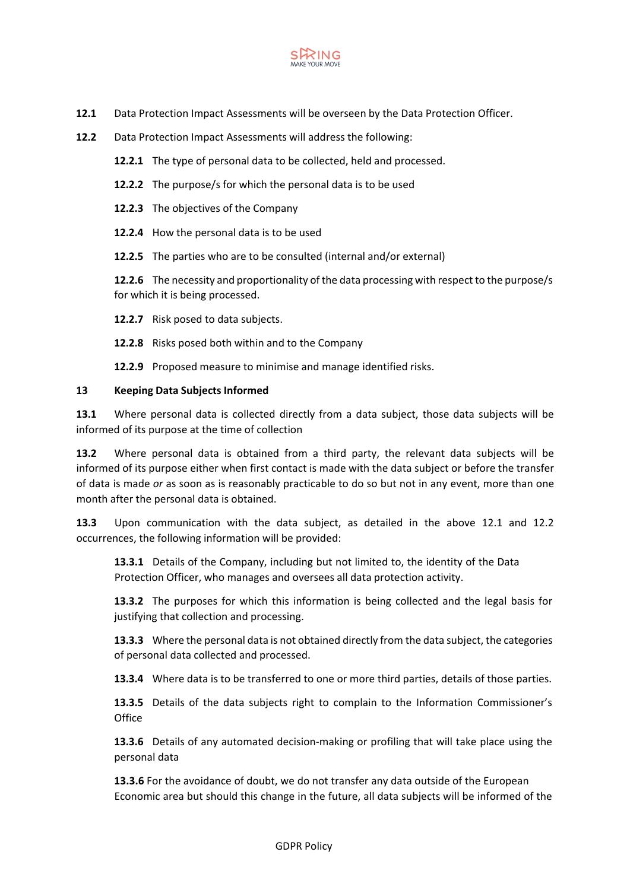**12.1** Data Protection Impact Assessments will be overseen by the Data Protection Officer.

**12.2** Data Protection Impact Assessments will address the following:

**12.2.1** The type of personal data to be collected, held and processed.

**12.2.2** The purpose/s for which the personal data is to be used

**12.2.3** The objectives of the Company

**12.2.4** How the personal data is to be used

**12.2.5** The parties who are to be consulted (internal and/or external)

**12.2.6** The necessity and proportionality of the data processing with respect to the purpose/s for which it is being processed.

**12.2.7** Risk posed to data subjects.

**12.2.8** Risks posed both within and to the Company

**12.2.9** Proposed measure to minimise and manage identified risks.

## 13 Keeping Data Subjects Informed

**13.1** Where personal data is collected directly from a data subject, those data subjects will be informed of its purpose at the time of collection

**13.2** Where personal data is obtained from a third party, the relevant data subjects will be informed of its purpose either when first contact is made with the data subject or before the transfer of data is made *or* as soon as is reasonably practicable to do so but not in any event, more than one month after the personal data is obtained.

**13.3** Upon communication with the data subject, as detailed in the above 12.1 and 12.2 occurrences, the following information will be provided:

**13.3.1** Details of the Company, including but not limited to, the identity of the Data Protection Officer, who manages and oversees all data protection activity.

**13.3.2** The purposes for which this information is being collected and the legal basis for justifying that collection and processing.

**13.3.3** Where the personal data is not obtained directly from the data subject, the categories of personal data collected and processed.

**13.3.4** Where data is to be transferred to one or more third parties, details of those parties.

**13.3.5** Details of the data subjects right to complain to the Information Commissioner's Office

**13.3.6** Details of any automated decision-making or profiling that will take place using the personal data

**13.3.6** For the avoidance of doubt, we do not transfer any data outside of the European Economic area but should this change in the future, all data subjects will be informed of the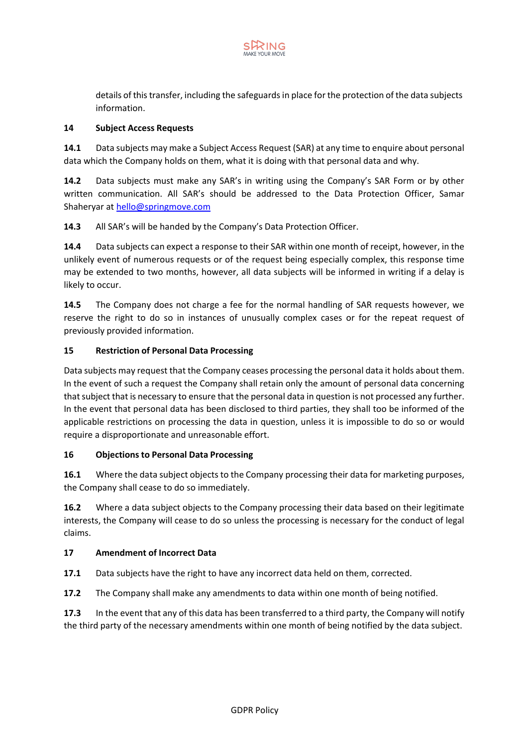details of this transfer, including the safeguards in place for the protection of the data subjects information.

## 14 Subject Access Requests

**14.1** Data subjects may make a Subject Access Request (SAR) at any time to enquire about personal data which the Company holds on them, what it is doing with that personal data and why.

**14.2** Data subjects must make any SAR's in writing using the Company's SAR Form or by other written communication. All SAR's should be addressed to the Data Protection Officer, Samar Shaheryar at hello@springmove.com

**14.3** All SAR's will be handed by the Company's Data Protection Officer.

**14.4** Data subjects can expect a response to their SAR within one month of receipt, however, in the unlikely event of numerous requests or of the request being especially complex, this response time may be extended to two months, however, all data subjects will be informed in writing if a delay is likely to occur.

**14.5** The Company does not charge a fee for the normal handling of SAR requests however, we reserve the right to do so in instances of unusually complex cases or for the repeat request of previously provided information.

## 15 Restriction of Personal Data Processing

Data subjects may request that the Company ceases processing the personal data it holds about them. In the event of such a request the Company shall retain only the amount of personal data concerning that subject that is necessary to ensure that the personal data in question is not processed any further. In the event that personal data has been disclosed to third parties, they shall too be informed of the applicable restrictions on processing the data in question, unless it is impossible to do so or would require a disproportionate and unreasonable effort.

## 16 Objections to Personal Data Processing

**16.1** Where the data subject objects to the Company processing their data for marketing purposes, the Company shall cease to do so immediately.

**16.2** Where a data subject objects to the Company processing their data based on their legitimate interests, the Company will cease to do so unless the processing is necessary for the conduct of legal claims.

## 17 Amendment of Incorrect Data

**17.1** Data subjects have the right to have any incorrect data held on them, corrected.

**17.2** The Company shall make any amendments to data within one month of being notified.

**17.3** In the event that any of this data has been transferred to a third party, the Company will notify the third party of the necessary amendments within one month of being notified by the data subject.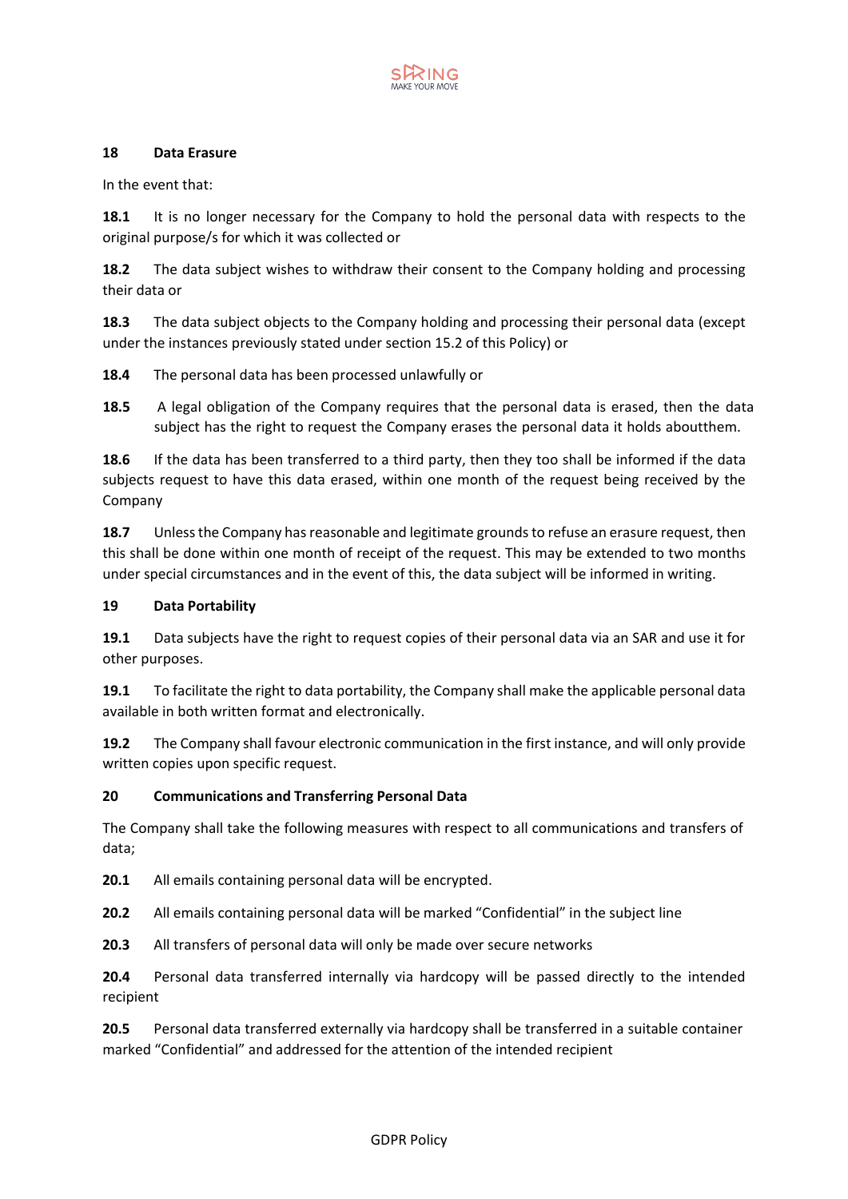## 18 Data Erasure

In the event that:

**18.1** It is no longer necessary for the Company to hold the personal data with respects to the original purpose/s for which it was collected or

**18.2** The data subject wishes to withdraw their consent to the Company holding and processing their data or

**18.3** The data subject objects to the Company holding and processing their personal data (except under the instances previously stated under section 15.2 of this Policy) or

**18.4** The personal data has been processed unlawfully or

**18.5** A legal obligation of the Company requires that the personal data is erased, then the data subject has the right to request the Company erases the personal data it holds aboutthem.

**18.6** If the data has been transferred to a third party, then they too shall be informed if the data subjects request to have this data erased, within one month of the request being received by the Company

**18.7** Unless the Company has reasonable and legitimate grounds to refuse an erasure request, then this shall be done within one month of receipt of the request. This may be extended to two months under special circumstances and in the event of this, the data subject will be informed in writing.

## 19 Data Portability

**19.1** Data subjects have the right to request copies of their personal data via an SAR and use it for other purposes.

**19.1** To facilitate the right to data portability, the Company shall make the applicable personal data available in both written format and electronically.

**19.2** The Company shall favour electronic communication in the first instance, and will only provide written copies upon specific request.

## 20 Communications and Transferring Personal Data

The Company shall take the following measures with respect to all communications and transfers of data;

**20.1** All emails containing personal data will be encrypted.

**20.2** All emails containing personal data will be marked “Confidential” in the subject line

**20.3** All transfers of personal data will only be made over secure networks

**20.4** Personal data transferred internally via hardcopy will be passed directly to the intended recipient

**20.5** Personal data transferred externally via hardcopy shall be transferred in a suitable container marked “Confidential” and addressed for the attention of the intended recipient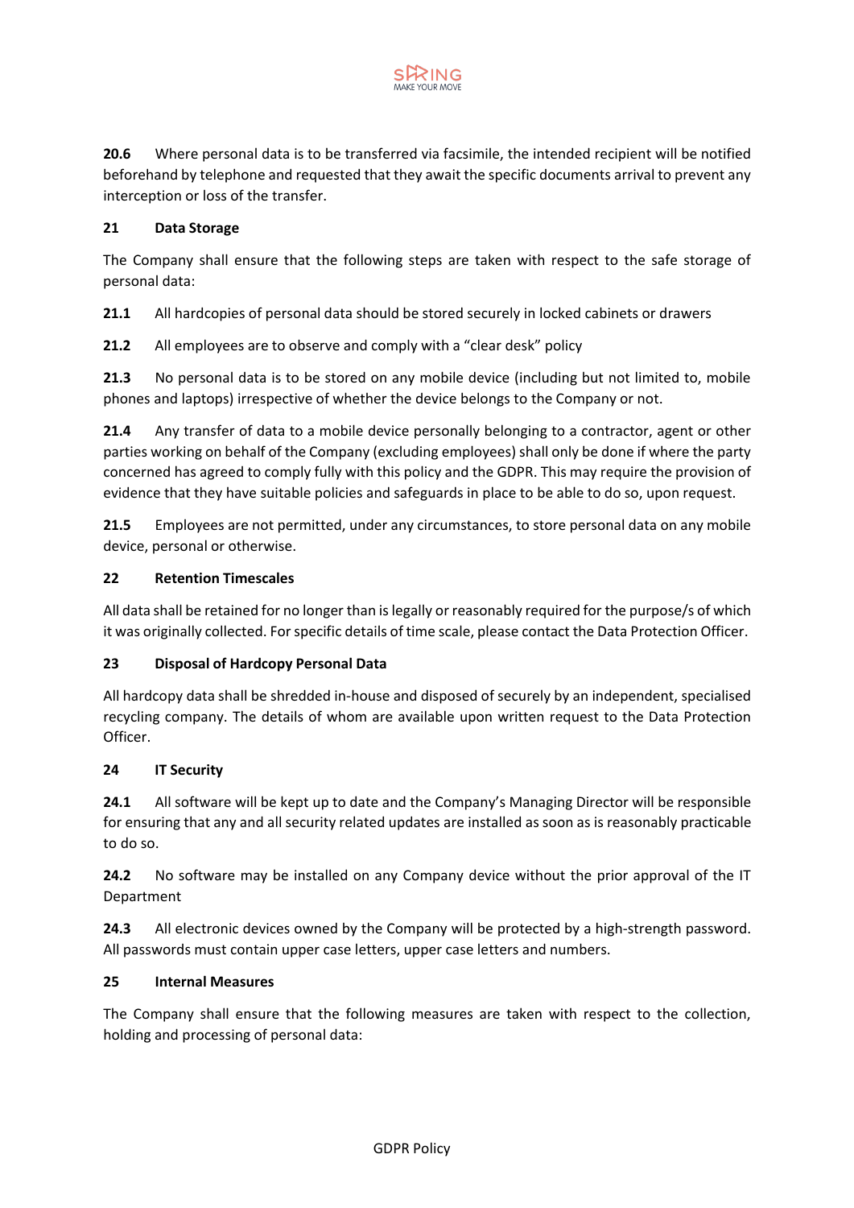**20.6** Where personal data is to be transferred via facsimile, the intended recipient will be notified beforehand by telephone and requested that they await the specific documents arrival to prevent any interception or loss of the transfer.

## 21 Data Storage

The Company shall ensure that the following steps are taken with respect to the safe storage of personal data:

**21.1** All hardcopies of personal data should be stored securely in locked cabinets or drawers

**21.2** All employees are to observe and comply with a "clear desk" policy

**21.3** No personal data is to be stored on any mobile device (including but not limited to, mobile phones and laptops) irrespective of whether the device belongs to the Company or not.

**21.4** Any transfer of data to a mobile device personally belonging to a contractor, agent or other parties working on behalf of the Company (excluding employees) shall only be done if where the party concerned has agreed to comply fully with this policy and the GDPR. This may require the provision of evidence that they have suitable policies and safeguards in place to be able to do so, upon request.

**21.5** Employees are not permitted, under any circumstances, to store personal data on any mobile device, personal or otherwise.

## 22 Retention Timescales

All data shall be retained for no longer than is legally or reasonably required for the purpose/s of which it was originally collected. For specific details of time scale, please contact the Data Protection Officer.

## 23 Disposal of Hardcopy Personal Data

All hardcopy data shall be shredded in-house and disposed of securely by an independent, specialised recycling company. The details of whom are available upon written request to the Data Protection Officer.

## 24 IT Security

**24.1** All software will be kept up to date and the Company's Managing Director will be responsible for ensuring that any and all security related updates are installed as soon as is reasonably practicable to do so.

**24.2** No software may be installed on any Company device without the prior approval of the IT Department

**24.3** All electronic devices owned by the Company will be protected by a high-strength password. All passwords must contain upper case letters, upper case letters and numbers.

## 25 Internal Measures

The Company shall ensure that the following measures are taken with respect to the collection, holding and processing of personal data: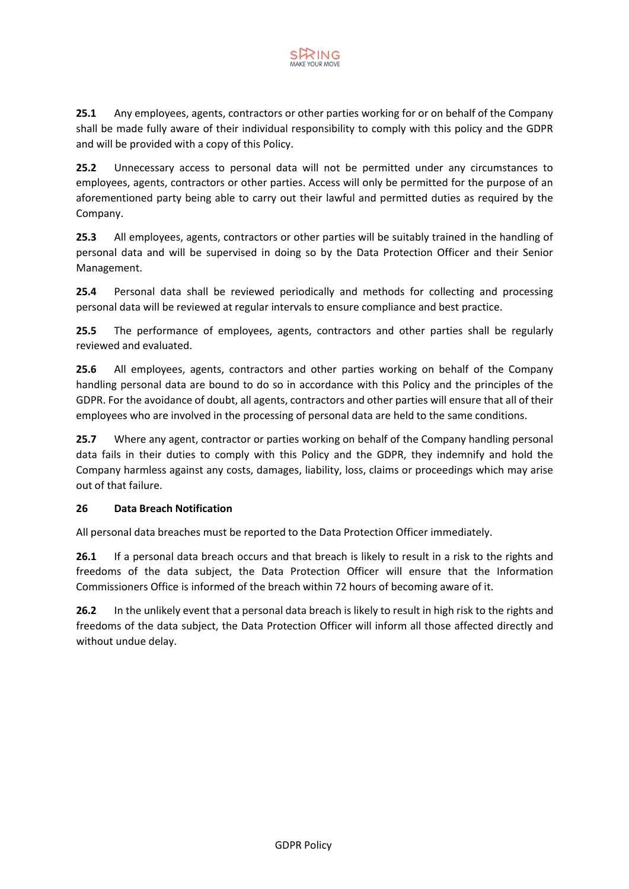**25.1** Any employees, agents, contractors or other parties working for or on behalf of the Company shall be made fully aware of their individual responsibility to comply with this policy and the GDPR and will be provided with a copy of this Policy.

**25.2** Unnecessary access to personal data will not be permitted under any circumstances to employees, agents, contractors or other parties. Access will only be permitted for the purpose of an aforementioned party being able to carry out their lawful and permitted duties as required by the Company.

**25.3** All employees, agents, contractors or other parties will be suitably trained in the handling of personal data and will be supervised in doing so by the Data Protection Officer and their Senior Management.

**25.4** Personal data shall be reviewed periodically and methods for collecting and processing personal data will be reviewed at regular intervals to ensure compliance and best practice.

**25.5** The performance of employees, agents, contractors and other parties shall be regularly reviewed and evaluated.

**25.6** All employees, agents, contractors and other parties working on behalf of the Company handling personal data are bound to do so in accordance with this Policy and the principles of the GDPR. For the avoidance of doubt, all agents, contractors and other parties will ensure that all of their employees who are involved in the processing of personal data are held to the same conditions.

**25.7** Where any agent, contractor or parties working on behalf of the Company handling personal data fails in their duties to comply with this Policy and the GDPR, they indemnify and hold the Company harmless against any costs, damages, liability, loss, claims or proceedings which may arise out of that failure.

## 26 Data Breach Notification

All personal data breaches must be reported to the Data Protection Officer immediately.

**26.1** If a personal data breach occurs and that breach is likely to result in a risk to the rights and freedoms of the data subject, the Data Protection Officer will ensure that the Information Commissioners Office is informed of the breach within 72 hours of becoming aware of it.

**26.2** In the unlikely event that a personal data breach is likely to result in high risk to the rights and freedoms of the data subject, the Data Protection Officer will inform all those affected directly and without undue delay.